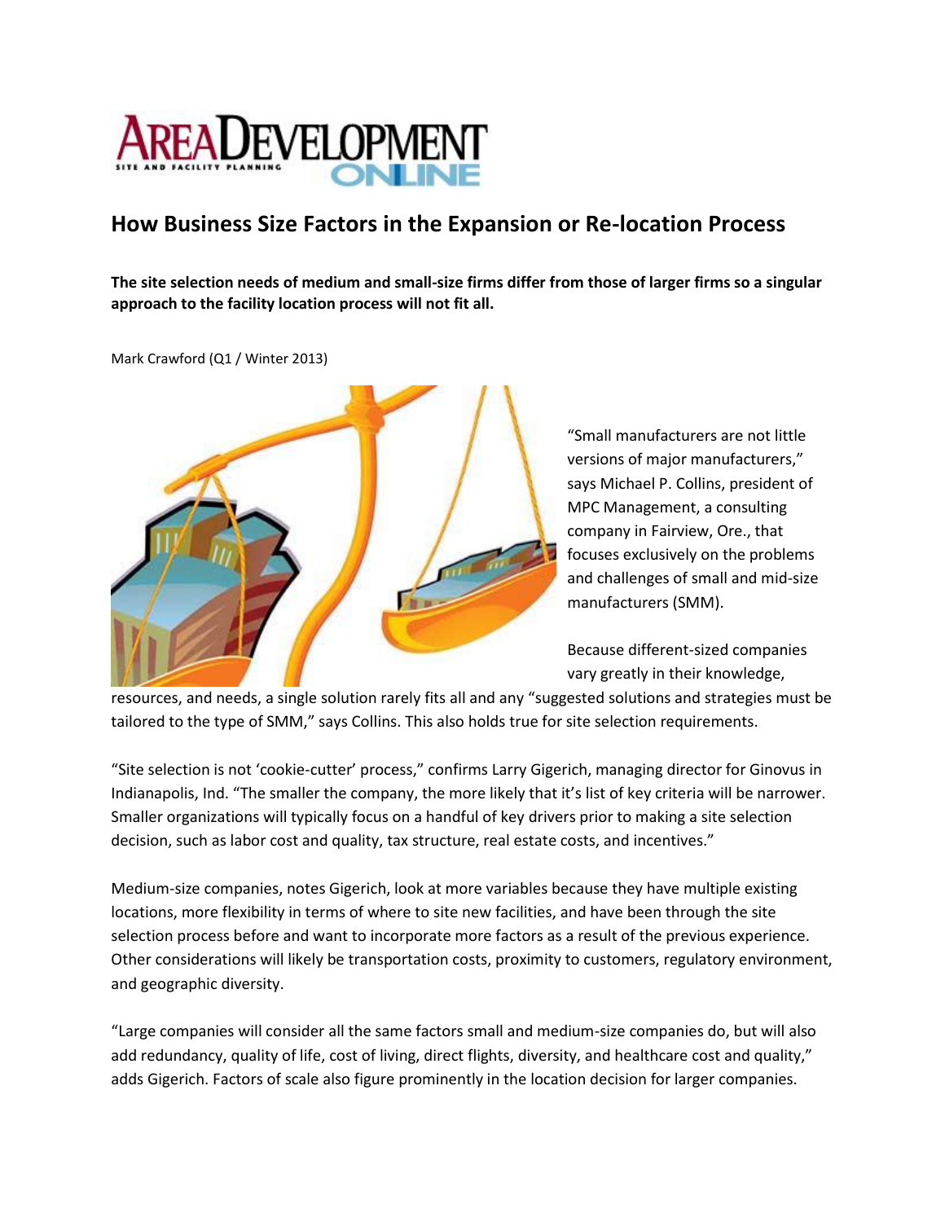# How Business Size Factors in the Expansion or Re-location Process

**The site selection needs of medium and small-size firms differ from those of larger firms so a singular approach to the facility location process will not fit all.**

Mark Crawford (Q1 / Winter 2013)

"Small manufacturers are not little versions of major manufacturers," says Michael P. Collins, president of MPC Management, a consulting company in Fairview, Ore., that focuses exclusively on the problems and challenges of small and mid-size manufacturers (SMM).

Because different-sized companies vary greatly in their knowledge, resources, and needs, a single solution rarely fits all and any "suggested solutions and strategies must be tailored to the type of SMM," says Collins. This also holds true for site selection requirements.

"Site selection is not 'cookie-cutter' process," confirms Larry Gigerich, managing director for Ginovus in Indianapolis, Ind. "The smaller the company, the more likely that it's list of key criteria will be narrower. Smaller organizations will typically focus on a handful of key drivers prior to making a site selection decision, such as labor cost and quality, tax structure, real estate costs, and incentives."

Medium-size companies, notes Gigerich, look at more variables because they have multiple existing locations, more flexibility in terms of where to site new facilities, and have been through the site selection process before and want to incorporate more factors as a result of the previous experience. Other considerations will likely be transportation costs, proximity to customers, regulatory environment, and geographic diversity.

"Large companies will consider all the same factors small and medium-size companies do, but will also add redundancy, quality of life, cost of living, direct flights, diversity, and healthcare cost and quality," adds Gigerich. Factors of scale also figure prominently in the location decision for larger companies.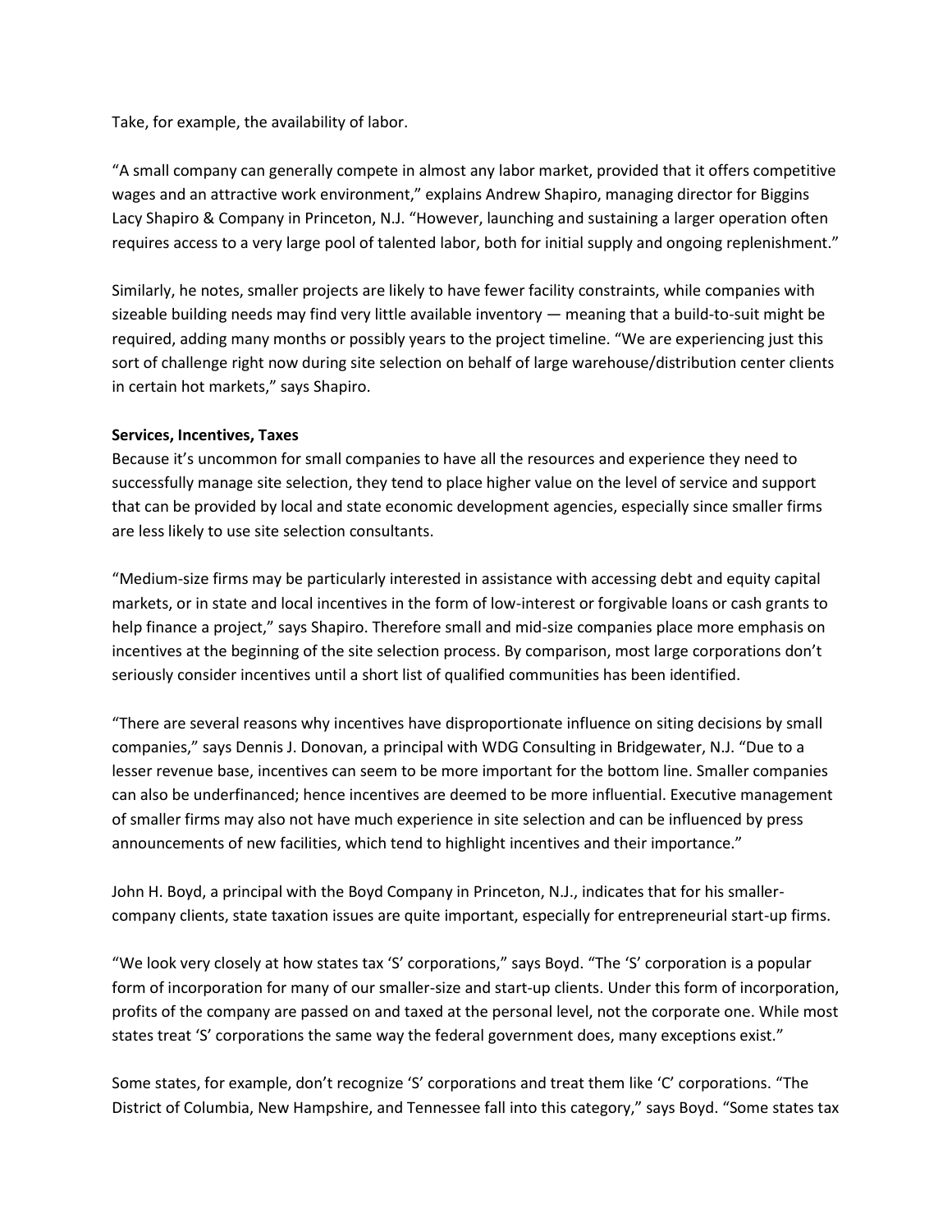Take, for example, the availability of labor.

"A small company can generally compete in almost any labor market, provided that it offers competitive wages and an attractive work environment," explains Andrew Shapiro, managing director for Biggins Lacy Shapiro & Company in Princeton, N.J. "However, launching and sustaining a larger operation often requires access to a very large pool of talented labor, both for initial supply and ongoing replenishment."

Similarly, he notes, smaller projects are likely to have fewer facility constraints, while companies with sizeable building needs may find very little available inventory — meaning that a build-to-suit might be required, adding many months or possibly years to the project timeline. "We are experiencing just this sort of challenge right now during site selection on behalf of large warehouse/distribution center clients in certain hot markets," says Shapiro.

**Services, Incentives, Taxes**

Because it's uncommon for small companies to have all the resources and experience they need to successfully manage site selection, they tend to place higher value on the level of service and support that can be provided by local and state economic development agencies, especially since smaller firms are less likely to use site selection consultants.

"Medium-size firms may be particularly interested in assistance with accessing debt and equity capital markets, or in state and local incentives in the form of low-interest or forgivable loans or cash grants to help finance a project," says Shapiro. Therefore small and mid-size companies place more emphasis on incentives at the beginning of the site selection process. By comparison, most large corporations don't seriously consider incentives until a short list of qualified communities has been identified.

"There are several reasons why incentives have disproportionate influence on siting decisions by small companies," says Dennis J. Donovan, a principal with WDG Consulting in Bridgewater, N.J. "Due to a lesser revenue base, incentives can seem to be more important for the bottom line. Smaller companies can also be underfinanced; hence incentives are deemed to be more influential. Executive management of smaller firms may also not have much experience in site selection and can be influenced by press announcements of new facilities, which tend to highlight incentives and their importance."

John H. Boyd, a principal with the Boyd Company in Princeton, N.J., indicates that for his smaller-company clients, state taxation issues are quite important, especially for entrepreneurial start-up firms.

"We look very closely at how states tax 'S' corporations," says Boyd. "The 'S' corporation is a popular form of incorporation for many of our smaller-size and start-up clients. Under this form of incorporation, profits of the company are passed on and taxed at the personal level, not the corporate one. While most states treat 'S' corporations the same way the federal government does, many exceptions exist."

Some states, for example, don't recognize 'S' corporations and treat them like 'C' corporations. "The District of Columbia, New Hampshire, and Tennessee fall into this category," says Boyd. "Some states tax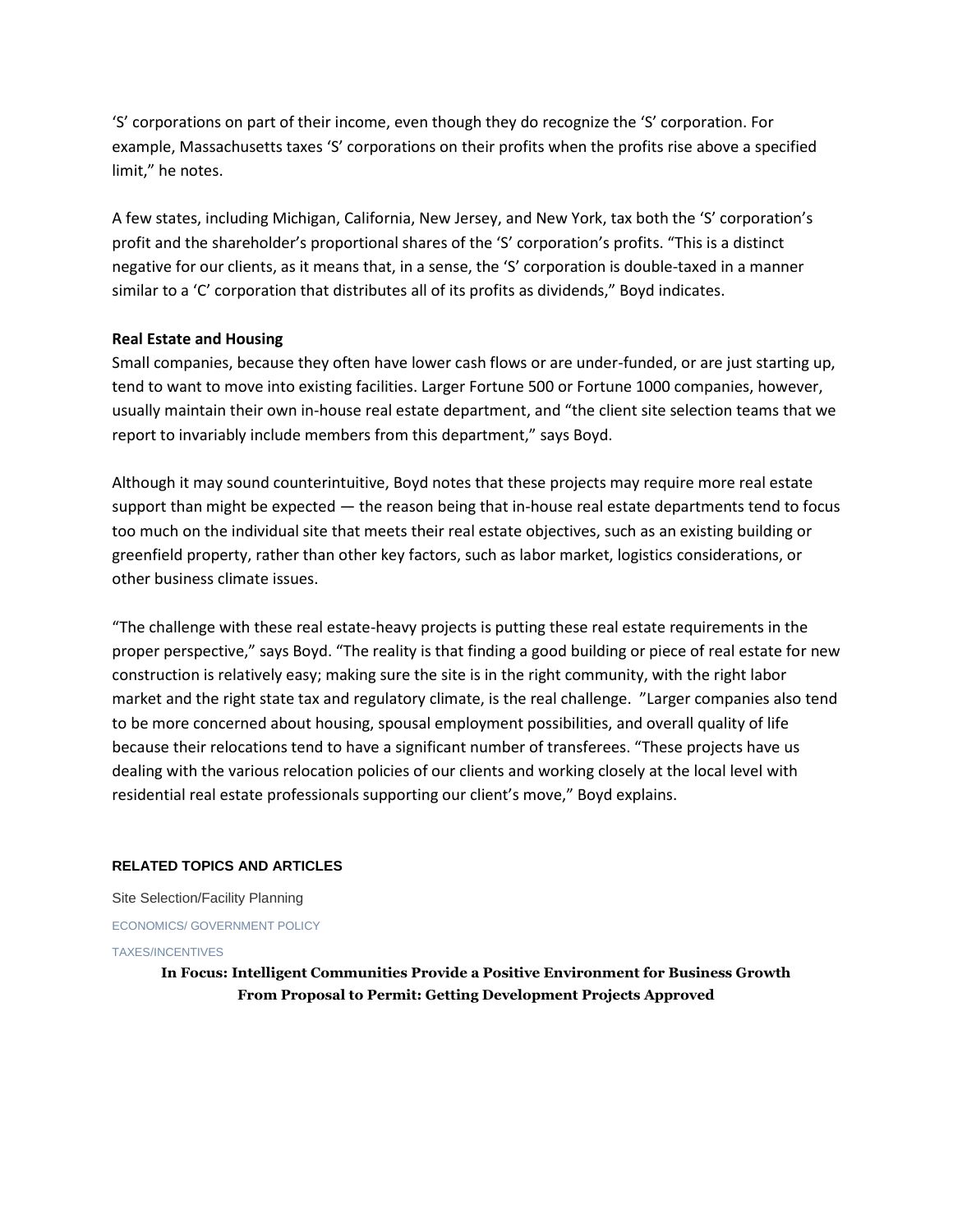'S' corporations on part of their income, even though they do recognize the 'S' corporation. For example, Massachusetts taxes 'S' corporations on their profits when the profits rise above a specified limit," he notes.

A few states, including Michigan, California, New Jersey, and New York, tax both the 'S' corporation's profit and the shareholder's proportional shares of the 'S' corporation's profits. "This is a distinct negative for our clients, as it means that, in a sense, the 'S' corporation is double-taxed in a manner similar to a 'C' corporation that distributes all of its profits as dividends," Boyd indicates.

**Real Estate and Housing**

Small companies, because they often have lower cash flows or are under-funded, or are just starting up, tend to want to move into existing facilities. Larger Fortune 500 or Fortune 1000 companies, however, usually maintain their own in-house real estate department, and "the client site selection teams that we report to invariably include members from this department," says Boyd.

Although it may sound counterintuitive, Boyd notes that these projects may require more real estate support than might be expected — the reason being that in-house real estate departments tend to focus too much on the individual site that meets their real estate objectives, such as an existing building or greenfield property, rather than other key factors, such as labor market, logistics considerations, or other business climate issues.

"The challenge with these real estate-heavy projects is putting these real estate requirements in the proper perspective," says Boyd. "The reality is that finding a good building or piece of real estate for new construction is relatively easy; making sure the site is in the right community, with the right labor market and the right state tax and regulatory climate, is the real challenge. "Larger companies also tend to be more concerned about housing, spousal employment possibilities, and overall quality of life because their relocations tend to have a significant number of transferees. "These projects have us dealing with the various relocation policies of our clients and working closely at the local level with residential real estate professionals supporting our client's move," Boyd explains.

**RELATED TOPICS AND ARTICLES**

Site Selection/Facility Planning

ECONOMICS/ GOVERNMENT POLICY

TAXES/INCENTIVES

**In Focus: Intelligent Communities Provide a Positive Environment for Business Growth**

**From Proposal to Permit: Getting Development Projects Approved**